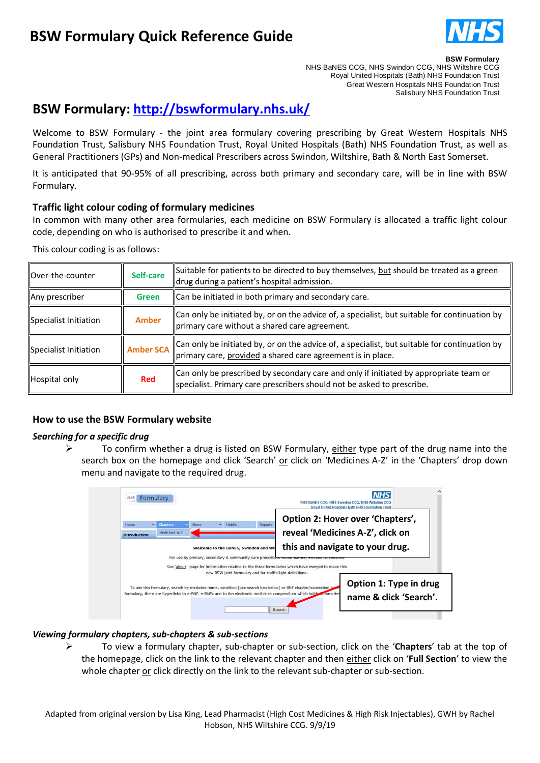# BSW Formulary Quick Reference Guide

**BSW Formulary**
NHS BaNES CCG, NHS Swindon CCG, NHS Wiltshire CCG
Royal United Hospitals (Bath) NHS Foundation Trust
Great Western Hospitals NHS Foundation Trust
Salisbury NHS Foundation Trust

## BSW Formulary: http://bswformulary.nhs.uk/

Welcome to BSW Formulary - the joint area formulary covering prescribing by Great Western Hospitals NHS Foundation Trust, Salisbury NHS Foundation Trust, Royal United Hospitals (Bath) NHS Foundation Trust, as well as General Practitioners (GPs) and Non-medical Prescribers across Swindon, Wiltshire, Bath & North East Somerset.

It is anticipated that 90-95% of all prescribing, across both primary and secondary care, will be in line with BSW Formulary.

### Traffic light colour coding of formulary medicines

In common with many other area formularies, each medicine on BSW Formulary is allocated a traffic light colour code, depending on who is authorised to prescribe it and when.

This colour coding is as follows:

| | | |
|---|---|---|
| Over-the-counter | **Self-care** | Suitable for patients to be directed to buy themselves, but should be treated as a green drug during a patient's hospital admission. |
| Any prescriber | **Green** | Can be initiated in both primary and secondary care. |
| Specialist Initiation | **Amber** | Can only be initiated by, or on the advice of, a specialist, but suitable for continuation by primary care without a shared care agreement. |
| Specialist Initiation | **Amber SCA** | Can only be initiated by, or on the advice of, a specialist, but suitable for continuation by primary care, provided a shared care agreement is in place. |
| Hospital only | **Red** | Can only be prescribed by secondary care and only if initiated by appropriate team or specialist. Primary care prescribers should not be asked to prescribe. |

### How to use the BSW Formulary website

#### *Searching for a specific drug*

- To confirm whether a drug is listed on BSW Formulary, either type part of the drug name into the search box on the homepage and click 'Search' or click on 'Medicines A-Z' in the 'Chapters' drop down menu and navigate to the required drug.

**Option 2: Hover over 'Chapters', reveal 'Medicines A-Z', click on this and navigate to your drug.**

**Option 1: Type in drug name & click 'Search'.**

#### *Viewing formulary chapters, sub-chapters & sub-sections*

- To view a formulary chapter, sub-chapter or sub-section, click on the '**Chapters**' tab at the top of the homepage, click on the link to the relevant chapter and then either click on '**Full Section**' to view the whole chapter or click directly on the link to the relevant sub-chapter or sub-section.

Adapted from original version by Lisa King, Lead Pharmacist (High Cost Medicines & High Risk Injectables), GWH by Rachel Hobson, NHS Wiltshire CCG. 9/9/19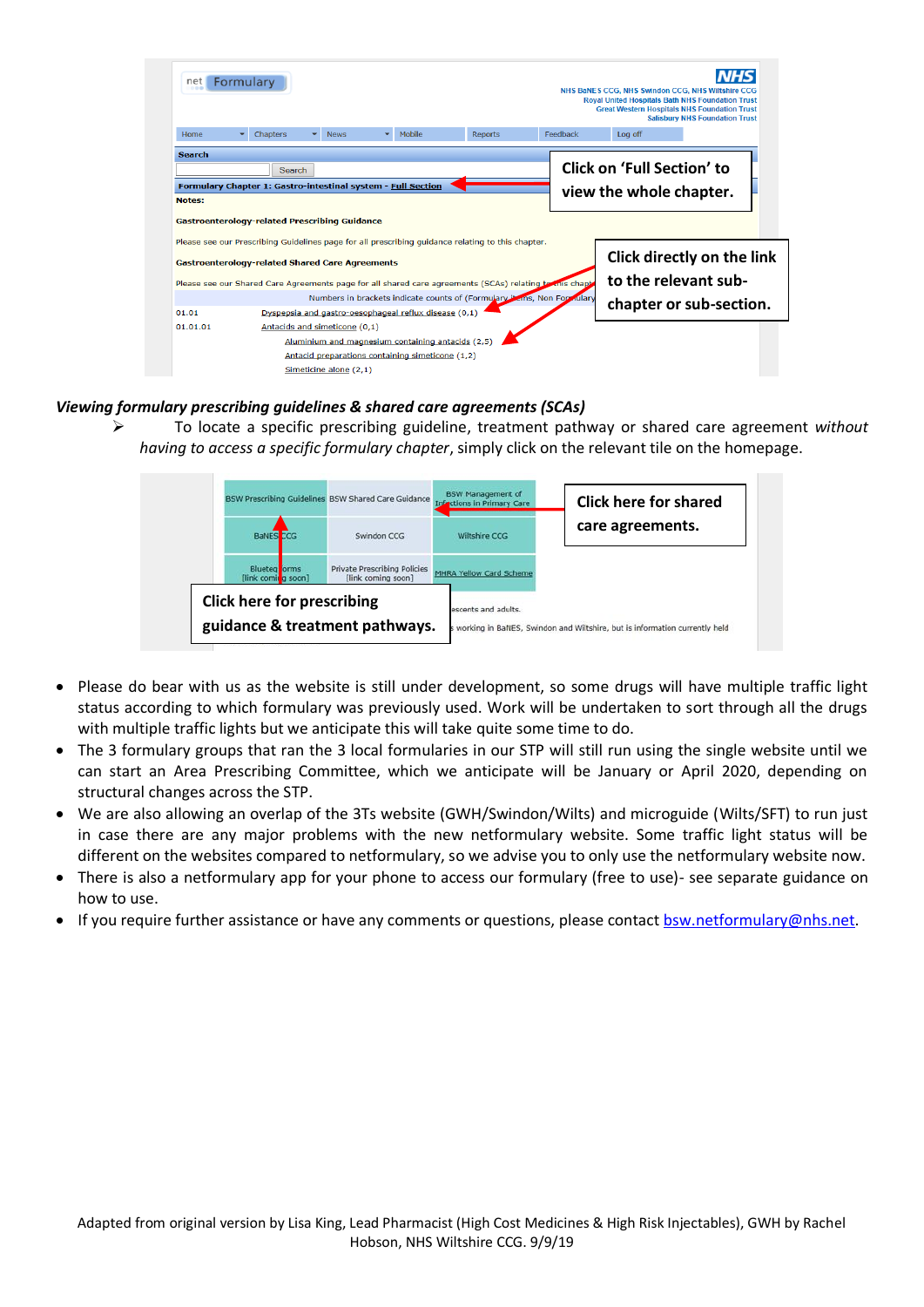### *Viewing formulary prescribing guidelines & shared care agreements (SCAs)*

➢ To locate a specific prescribing guideline, treatment pathway or shared care agreement *without having to access a specific formulary chapter*, simply click on the relevant tile on the homepage.

- Please do bear with us as the website is still under development, so some drugs will have multiple traffic light status according to which formulary was previously used. Work will be undertaken to sort through all the drugs with multiple traffic lights but we anticipate this will take quite some time to do.
- The 3 formulary groups that ran the 3 local formularies in our STP will still run using the single website until we can start an Area Prescribing Committee, which we anticipate will be January or April 2020, depending on structural changes across the STP.
- We are also allowing an overlap of the 3Ts website (GWH/Swindon/Wilts) and microguide (Wilts/SFT) to run just in case there are any major problems with the new netformulary website. Some traffic light status will be different on the websites compared to netformulary, so we advise you to only use the netformulary website now.
- There is also a netformulary app for your phone to access our formulary (free to use)- see separate guidance on how to use.
- If you require further assistance or have any comments or questions, please contact bsw.netformulary@nhs.net.

Adapted from original version by Lisa King, Lead Pharmacist (High Cost Medicines & High Risk Injectables), GWH by Rachel Hobson, NHS Wiltshire CCG. 9/9/19